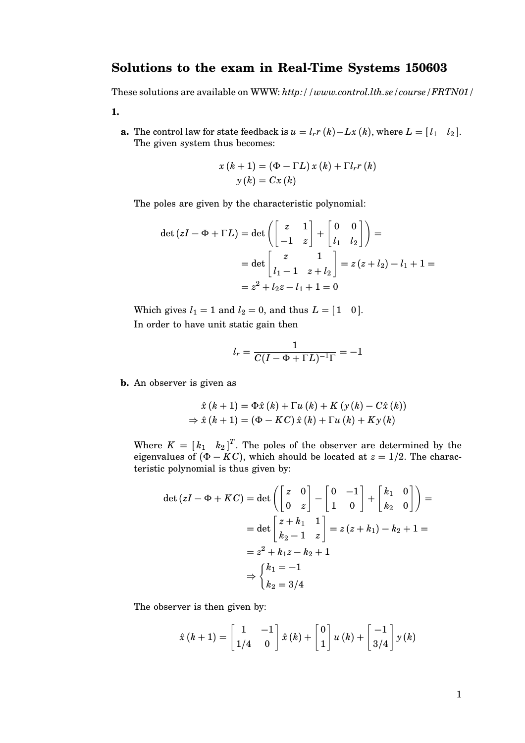# Solutions to the exam in Real-Time Systems 150603

These solutions are available on WWW: *http://www.control.lth.se/course/FRTN01/*

**1.**

**a.** The control law for state feedback is $u = l_r r(k) - Lx(k)$, where $L = [l_1 \quad l_2]$. The given system thus becomes:

$$
\begin{aligned}
x(k+1) &= (\Phi - \Gamma L)\, x(k) + \Gamma l_r r(k) \\
y(k) &= Cx(k)
\end{aligned}
$$

The poles are given by the characteristic polynomial:

$$
\begin{aligned}
\det(zI - \Phi + \Gamma L) &= \det\left( \begin{bmatrix} z & 1 \\ -1 & z \end{bmatrix} + \begin{bmatrix} 0 & 0 \\ l_1 & l_2 \end{bmatrix} \right) = \\
&= \det \begin{bmatrix} z & 1 \\ l_1 - 1 & z + l_2 \end{bmatrix} = z(z + l_2) - l_1 + 1 = \\
&= z^2 + l_2 z - l_1 + 1 = 0
\end{aligned}
$$

Which gives $l_1 = 1$ and $l_2 = 0$, and thus $L = [1 \quad 0]$.
In order to have unit static gain then

$$
l_r = \frac{1}{C(I - \Phi + \Gamma L)^{-1}\Gamma} = -1
$$

**b.** An observer is given as

$$
\begin{aligned}
&\hat{x}(k+1) = \Phi \hat{x}(k) + \Gamma u(k) + K(y(k) - C\hat{x}(k)) \\
\Rightarrow\ &\hat{x}(k+1) = (\Phi - KC)\,\hat{x}(k) + \Gamma u(k) + Ky(k)
\end{aligned}
$$

Where $K = [k_1 \quad k_2]^T$. The poles of the observer are determined by the eigenvalues of $(\Phi - KC)$, which should be located at $z = 1/2$. The characteristic polynomial is thus given by:

$$
\begin{aligned}
\det(zI - \Phi + KC) &= \det\left( \begin{bmatrix} z & 0 \\ 0 & z \end{bmatrix} - \begin{bmatrix} 0 & -1 \\ 1 & 0 \end{bmatrix} + \begin{bmatrix} k_1 & 0 \\ k_2 & 0 \end{bmatrix} \right) = \\
&= \det \begin{bmatrix} z + k_1 & 1 \\ k_2 - 1 & z \end{bmatrix} = z(z + k_1) - k_2 + 1 = \\
&= z^2 + k_1 z - k_2 + 1 \\
&\Rightarrow \begin{cases} k_1 = -1 \\ k_2 = 3/4 \end{cases}
\end{aligned}
$$

The observer is then given by:

$$
\hat{x}(k+1) = \begin{bmatrix} 1 & -1 \\ 1/4 & 0 \end{bmatrix} \hat{x}(k) + \begin{bmatrix} 0 \\ 1 \end{bmatrix} u(k) + \begin{bmatrix} -1 \\ 3/4 \end{bmatrix} y(k)
$$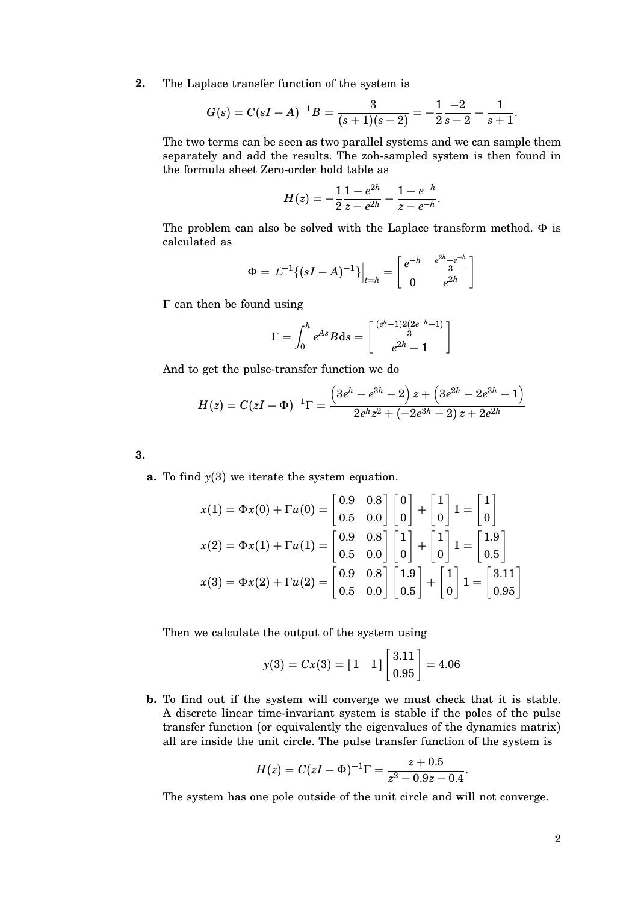**2.** The Laplace transfer function of the system is

$$G(s) = C(sI - A)^{-1}B = \frac{3}{(s+1)(s-2)} = -\frac{1}{2}\frac{-2}{s-2} - \frac{1}{s+1}.$$

The two terms can be seen as two parallel systems and we can sample them separately and add the results. The zoh-sampled system is then found in the formula sheet Zero-order hold table as

$$H(z) = -\frac{1}{2}\frac{1-e^{2h}}{z-e^{2h}} - \frac{1-e^{-h}}{z-e^{-h}}.$$

The problem can also be solved with the Laplace transform method. $\Phi$ is calculated as

$$\Phi = \mathcal{L}^{-1}\{(sI-A)^{-1}\}\Big|_{t=h} = \begin{bmatrix} e^{-h} & \frac{e^{2h}-e^{-h}}{3} \\ 0 & e^{2h} \end{bmatrix}$$

$\Gamma$ can then be found using

$$\Gamma = \int_0^h e^{As}B\,\mathrm{d}s = \begin{bmatrix} \frac{(e^h-1)2(2e^{-h}+1)}{3} \\ e^{2h}-1 \end{bmatrix}$$

And to get the pulse-transfer function we do

$$H(z) = C(zI-\Phi)^{-1}\Gamma = \frac{\left(3e^h - e^{3h} - 2\right)z + \left(3e^{2h} - 2e^{3h} - 1\right)}{2e^h z^2 + \left(-2e^{3h} - 2\right)z + 2e^{2h}}$$

**3.**

**a.** To find $y(3)$ we iterate the system equation.

$$x(1) = \Phi x(0) + \Gamma u(0) = \begin{bmatrix} 0.9 & 0.8 \\ 0.5 & 0.0 \end{bmatrix}\begin{bmatrix} 0 \\ 0 \end{bmatrix} + \begin{bmatrix} 1 \\ 0 \end{bmatrix}1 = \begin{bmatrix} 1 \\ 0 \end{bmatrix}$$

$$x(2) = \Phi x(1) + \Gamma u(1) = \begin{bmatrix} 0.9 & 0.8 \\ 0.5 & 0.0 \end{bmatrix}\begin{bmatrix} 1 \\ 0 \end{bmatrix} + \begin{bmatrix} 1 \\ 0 \end{bmatrix}1 = \begin{bmatrix} 1.9 \\ 0.5 \end{bmatrix}$$

$$x(3) = \Phi x(2) + \Gamma u(2) = \begin{bmatrix} 0.9 & 0.8 \\ 0.5 & 0.0 \end{bmatrix}\begin{bmatrix} 1.9 \\ 0.5 \end{bmatrix} + \begin{bmatrix} 1 \\ 0 \end{bmatrix}1 = \begin{bmatrix} 3.11 \\ 0.95 \end{bmatrix}$$

Then we calculate the output of the system using

$$y(3) = Cx(3) = \begin{bmatrix} 1 & 1 \end{bmatrix}\begin{bmatrix} 3.11 \\ 0.95 \end{bmatrix} = 4.06$$

**b.** To find out if the system will converge we must check that it is stable. A discrete linear time-invariant system is stable if the poles of the pulse transfer function (or equivalently the eigenvalues of the dynamics matrix) all are inside the unit circle. The pulse transfer function of the system is

$$H(z) = C(zI-\Phi)^{-1}\Gamma = \frac{z+0.5}{z^2 - 0.9z - 0.4}.$$

The system has one pole outside of the unit circle and will not converge.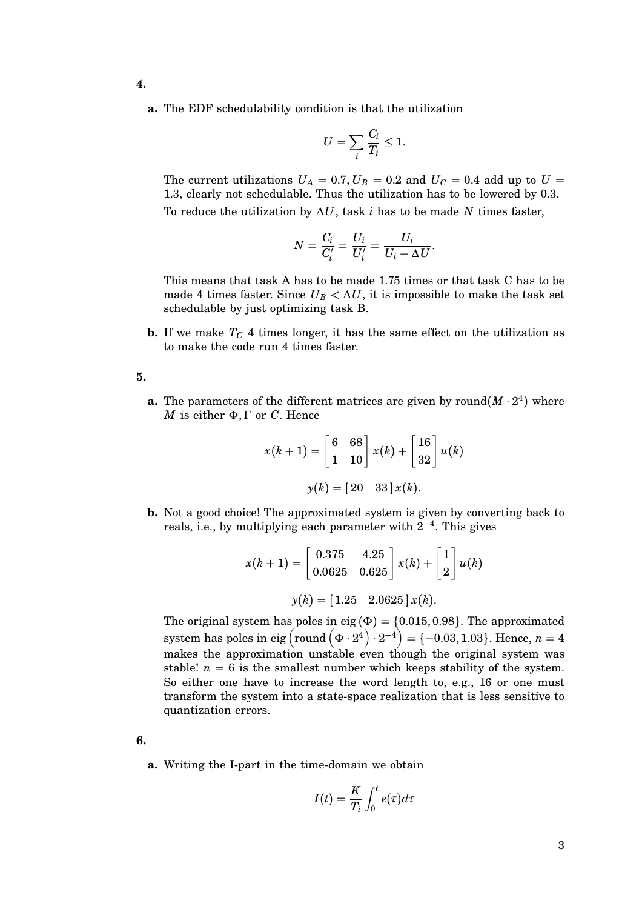**4.**

**a.** The EDF schedulability condition is that the utilization

$$U = \sum_i \frac{C_i}{T_i} \leq 1.$$

The current utilizations $U_A = 0.7, U_B = 0.2$ and $U_C = 0.4$ add up to $U = 1.3$, clearly not schedulable. Thus the utilization has to be lowered by 0.3. To reduce the utilization by $\Delta U$, task $i$ has to be made $N$ times faster,

$$N = \frac{C_i}{C_i'} = \frac{U_i}{U_i'} = \frac{U_i}{U_i - \Delta U}.$$

This means that task A has to be made 1.75 times or that task C has to be made 4 times faster. Since $U_B < \Delta U$, it is impossible to make the task set schedulable by just optimizing task B.

**b.** If we make $T_C$ 4 times longer, it has the same effect on the utilization as to make the code run 4 times faster.

**5.**

**a.** The parameters of the different matrices are given by round$(M \cdot 2^4)$ where $M$ is either $\Phi, \Gamma$ or $C$. Hence

$$x(k+1) = \begin{bmatrix} 6 & 68 \\ 1 & 10 \end{bmatrix} x(k) + \begin{bmatrix} 16 \\ 32 \end{bmatrix} u(k)$$

$$y(k) = \begin{bmatrix} 20 & 33 \end{bmatrix} x(k).$$

**b.** Not a good choice! The approximated system is given by converting back to reals, i.e., by multiplying each parameter with $2^{-4}$. This gives

$$x(k+1) = \begin{bmatrix} 0.375 & 4.25 \\ 0.0625 & 0.625 \end{bmatrix} x(k) + \begin{bmatrix} 1 \\ 2 \end{bmatrix} u(k)$$

$$y(k) = \begin{bmatrix} 1.25 & 2.0625 \end{bmatrix} x(k).$$

The original system has poles in $\text{eig}\,(\Phi) = \{0.015, 0.98\}$. The approximated system has poles in $\text{eig}\left(\text{round}\left(\Phi \cdot 2^4\right) \cdot 2^{-4}\right) = \{-0.03, 1.03\}$. Hence, $n = 4$ makes the approximation unstable even though the original system was stable! $n = 6$ is the smallest number which keeps stability of the system. So either one have to increase the word length to, e.g., 16 or one must transform the system into a state-space realization that is less sensitive to quantization errors.

**6.**

**a.** Writing the I-part in the time-domain we obtain

$$I(t) = \frac{K}{T_i} \int_0^t e(\tau) d\tau$$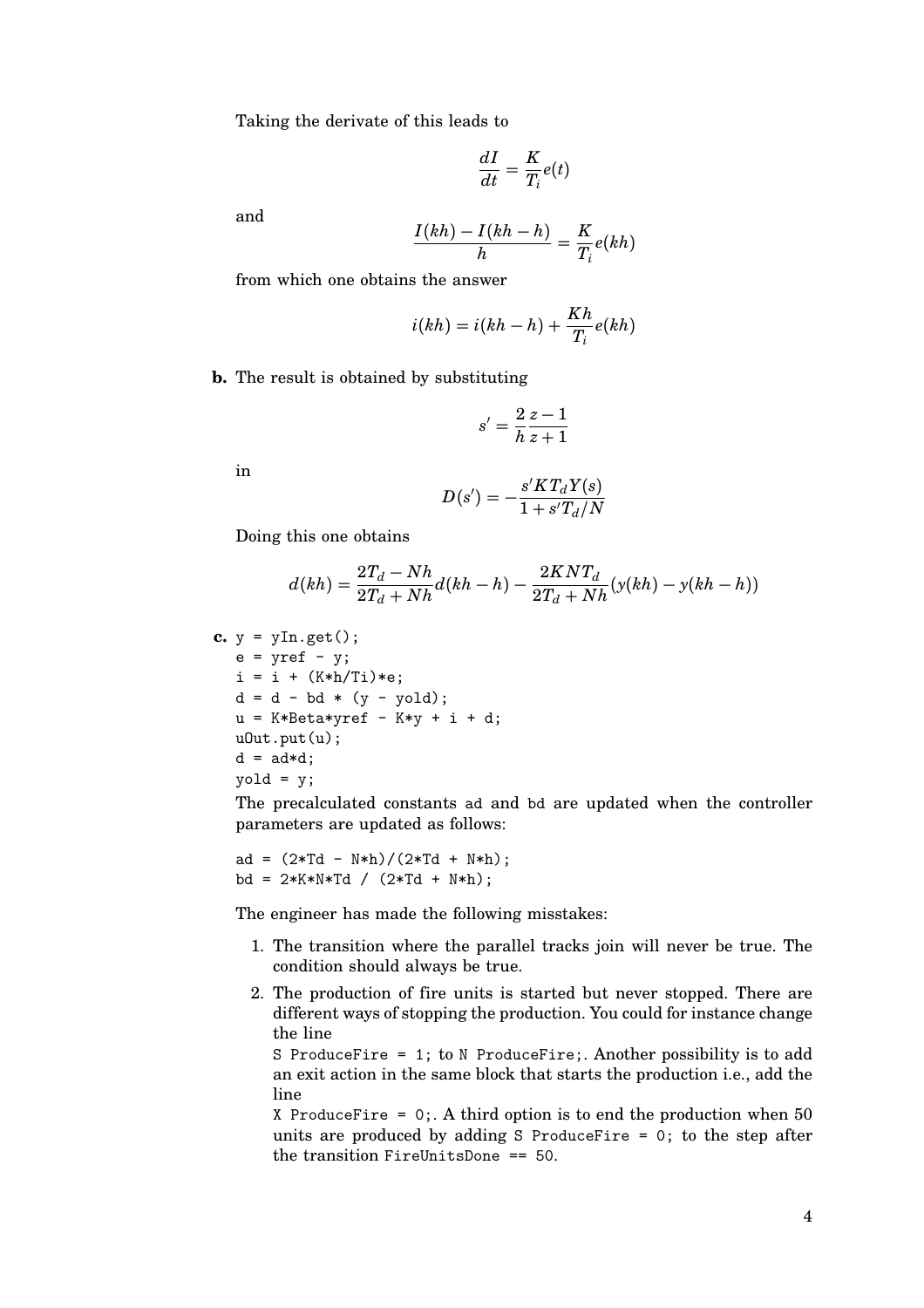Taking the derivate of this leads to

$$\frac{dI}{dt} = \frac{K}{T_i}e(t)$$

and

$$\frac{I(kh) - I(kh-h)}{h} = \frac{K}{T_i}e(kh)$$

from which one obtains the answer

$$i(kh) = i(kh-h) + \frac{Kh}{T_i}e(kh)$$

**b.** The result is obtained by substituting

$$s' = \frac{2}{h}\frac{z-1}{z+1}$$

in

$$D(s') = -\frac{s'KT_dY(s)}{1 + s'T_d/N}$$

Doing this one obtains

$$d(kh) = \frac{2T_d - Nh}{2T_d + Nh}d(kh-h) - \frac{2KNT_d}{2T_d + Nh}(y(kh) - y(kh-h))$$

**c.**

```
y = yIn.get();
e = yref - y;
i = i + (K*h/Ti)*e;
d = d - bd * (y - yold);
u = K*Beta*yref - K*y + i + d;
uOut.put(u);
d = ad*d;
yold = y;
```

The precalculated constants `ad` and `bd` are updated when the controller parameters are updated as follows:

```
ad = (2*Td - N*h)/(2*Td + N*h);
bd = 2*K*N*Td / (2*Td + N*h);
```

The engineer has made the following misstakes:

1. The transition where the parallel tracks join will never be true. The condition should always be true.
2. The production of fire units is started but never stopped. There are different ways of stopping the production. You could for instance change the line
   `S ProduceFire = 1;` to `N ProduceFire;`. Another possibility is to add an exit action in the same block that starts the production i.e., add the line
   `X ProduceFire = 0;`. A third option is to end the production when 50 units are produced by adding `S ProduceFire = 0;` to the step after the transition `FireUnitsDone == 50`.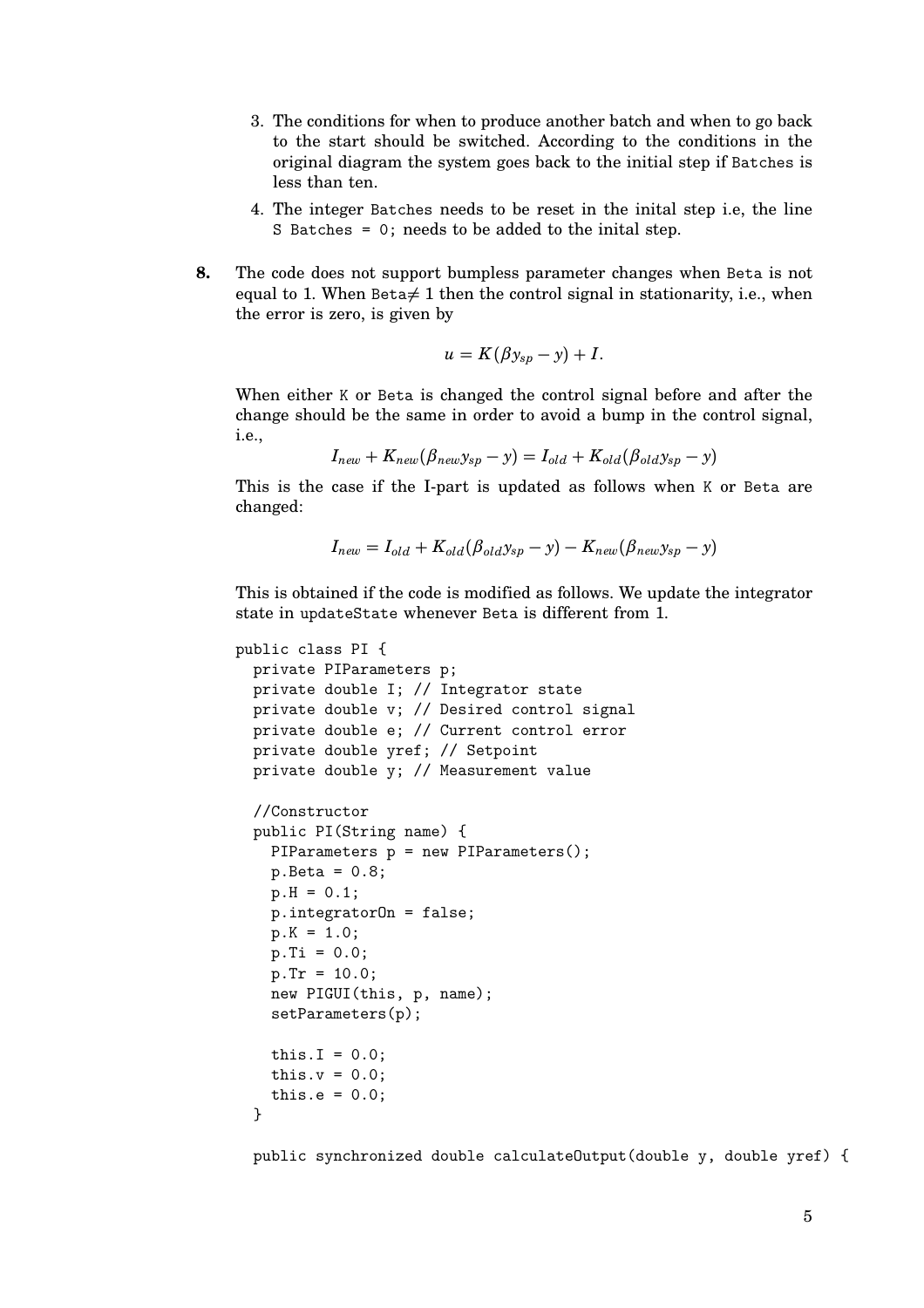3. The conditions for when to produce another batch and when to go back to the start should be switched. According to the conditions in the original diagram the system goes back to the initial step if `Batches` is less than ten.

4. The integer `Batches` needs to be reset in the inital step i.e, the line `S Batches = 0;` needs to be added to the inital step.

**8.** The code does not support bumpless parameter changes when `Beta` is not equal to 1. When `Beta`$\neq 1$ then the control signal in stationarity, i.e., when the error is zero, is given by

$$u = K(\beta y_{sp} - y) + I.$$

When either `K` or `Beta` is changed the control signal before and after the change should be the same in order to avoid a bump in the control signal, i.e.,

$$I_{new} + K_{new}(\beta_{new} y_{sp} - y) = I_{old} + K_{old}(\beta_{old} y_{sp} - y)$$

This is the case if the I-part is updated as follows when `K` or `Beta` are changed:

$$I_{new} = I_{old} + K_{old}(\beta_{old} y_{sp} - y) - K_{new}(\beta_{new} y_{sp} - y)$$

This is obtained if the code is modified as follows. We update the integrator state in `updateState` whenever `Beta` is different from 1.

```
public class PI {
  private PIParameters p;
  private double I; // Integrator state
  private double v; // Desired control signal
  private double e; // Current control error
  private double yref; // Setpoint
  private double y; // Measurement value

  //Constructor
  public PI(String name) {
    PIParameters p = new PIParameters();
    p.Beta = 0.8;
    p.H = 0.1;
    p.integratorOn = false;
    p.K = 1.0;
    p.Ti = 0.0;
    p.Tr = 10.0;
    new PIGUI(this, p, name);
    setParameters(p);

    this.I = 0.0;
    this.v = 0.0;
    this.e = 0.0;
  }

  public synchronized double calculateOutput(double y, double yref) {
```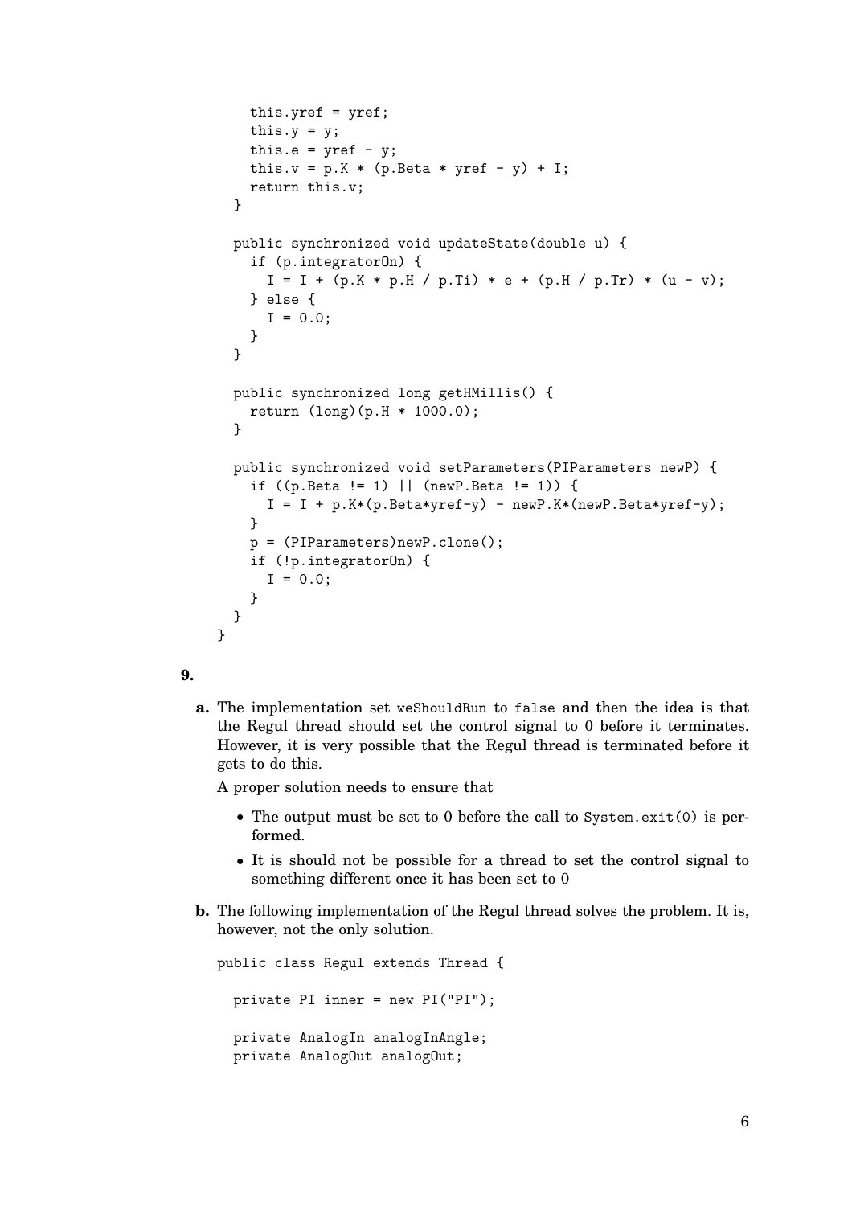```java
    this.yref = yref;
    this.y = y;
    this.e = yref - y;
    this.v = p.K * (p.Beta * yref - y) + I;
    return this.v;
  }

  public synchronized void updateState(double u) {
    if (p.integratorOn) {
      I = I + (p.K * p.H / p.Ti) * e + (p.H / p.Tr) * (u - v);
    } else {
      I = 0.0;
    }
  }

  public synchronized long getHMillis() {
    return (long)(p.H * 1000.0);
  }

  public synchronized void setParameters(PIParameters newP) {
    if ((p.Beta != 1) || (newP.Beta != 1)) {
      I = I + p.K*(p.Beta*yref-y) - newP.K*(newP.Beta*yref-y);
    }
    p = (PIParameters)newP.clone();
    if (!p.integratorOn) {
      I = 0.0;
    }
  }
}
```

**9.**

**a.** The implementation set `weShouldRun` to `false` and then the idea is that the Regul thread should set the control signal to 0 before it terminates. However, it is very possible that the Regul thread is terminated before it gets to do this.

A proper solution needs to ensure that

- The output must be set to 0 before the call to `System.exit(0)` is performed.
- It is should not be possible for a thread to set the control signal to something different once it has been set to 0

**b.** The following implementation of the Regul thread solves the problem. It is, however, not the only solution.

```java
public class Regul extends Thread {

  private PI inner = new PI("PI");

  private AnalogIn analogInAngle;
  private AnalogOut analogOut;
```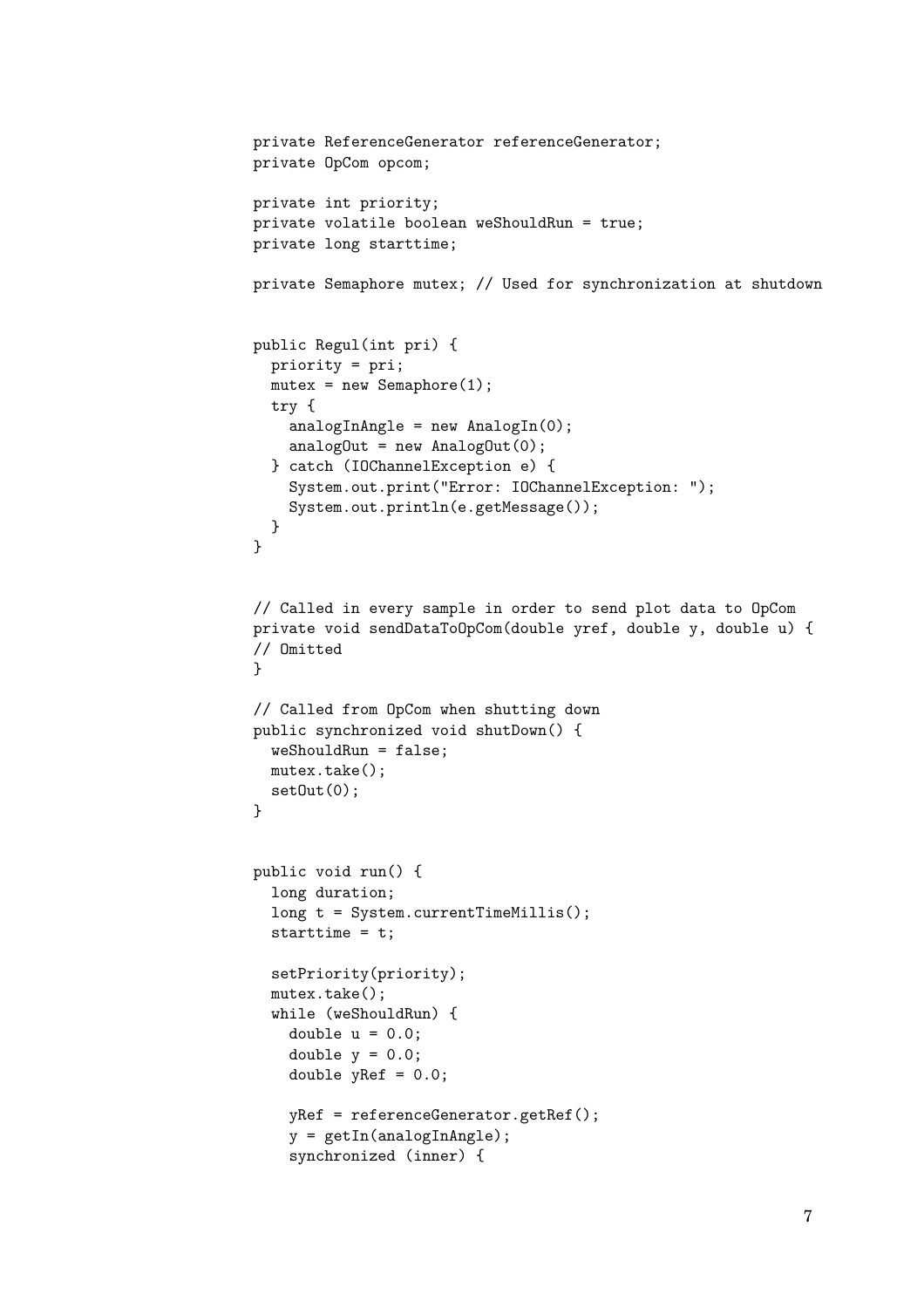```java
private ReferenceGenerator referenceGenerator;
private OpCom opcom;

private int priority;
private volatile boolean weShouldRun = true;
private long starttime;

private Semaphore mutex; // Used for synchronization at shutdown


public Regul(int pri) {
  priority = pri;
  mutex = new Semaphore(1);
  try {
    analogInAngle = new AnalogIn(0);
    analogOut = new AnalogOut(0);
  } catch (IOChannelException e) {
    System.out.print("Error: IOChannelException: ");
    System.out.println(e.getMessage());
  }
}


// Called in every sample in order to send plot data to OpCom
private void sendDataToOpCom(double yref, double y, double u) {
// Omitted
}

// Called from OpCom when shutting down
public synchronized void shutDown() {
  weShouldRun = false;
  mutex.take();
  setOut(0);
}


public void run() {
  long duration;
  long t = System.currentTimeMillis();
  starttime = t;

  setPriority(priority);
  mutex.take();
  while (weShouldRun) {
    double u = 0.0;
    double y = 0.0;
    double yRef = 0.0;

    yRef = referenceGenerator.getRef();
    y = getIn(analogInAngle);
    synchronized (inner) {
```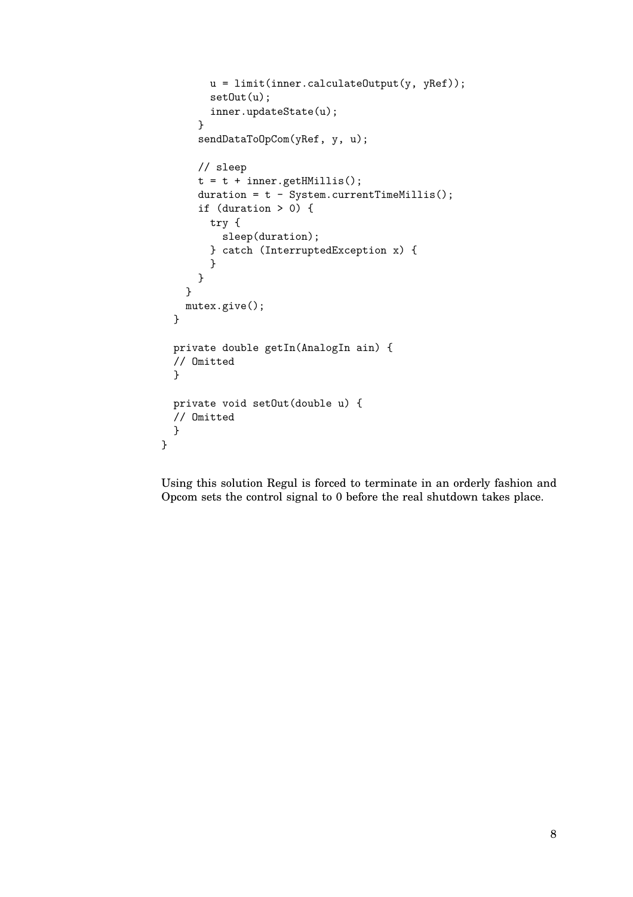```java
        u = limit(inner.calculateOutput(y, yRef));
        setOut(u);
        inner.updateState(u);
      }
      sendDataToOpCom(yRef, y, u);

      // sleep
      t = t + inner.getHMillis();
      duration = t - System.currentTimeMillis();
      if (duration > 0) {
        try {
          sleep(duration);
        } catch (InterruptedException x) {
        }
      }
    }
    mutex.give();
  }

  private double getIn(AnalogIn ain) {
  // Omitted
  }

  private void setOut(double u) {
  // Omitted
  }
}
```

Using this solution Regul is forced to terminate in an orderly fashion and Opcom sets the control signal to 0 before the real shutdown takes place.